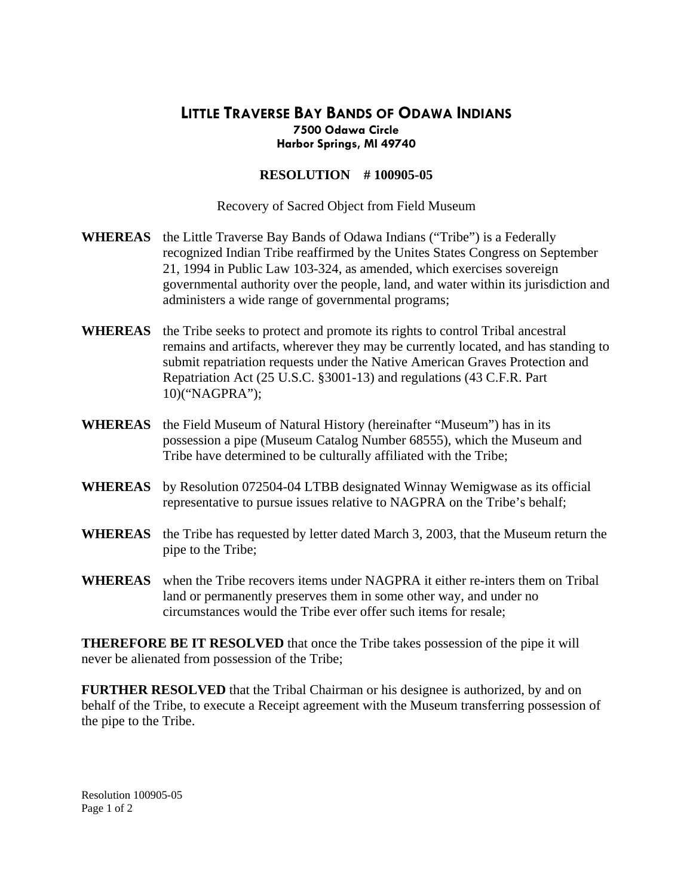# LITTLE TRAVERSE BAY BANDS OF ODAWA INDIANS

**7500 Odawa Circle**
**Harbor Springs, MI 49740**

## RESOLUTION # 100905-05

Recovery of Sacred Object from Field Museum

**WHEREAS** the Little Traverse Bay Bands of Odawa Indians ("Tribe") is a Federally recognized Indian Tribe reaffirmed by the Unites States Congress on September 21, 1994 in Public Law 103-324, as amended, which exercises sovereign governmental authority over the people, land, and water within its jurisdiction and administers a wide range of governmental programs;

**WHEREAS** the Tribe seeks to protect and promote its rights to control Tribal ancestral remains and artifacts, wherever they may be currently located, and has standing to submit repatriation requests under the Native American Graves Protection and Repatriation Act (25 U.S.C. §3001-13) and regulations (43 C.F.R. Part 10)("NAGPRA");

**WHEREAS** the Field Museum of Natural History (hereinafter "Museum") has in its possession a pipe (Museum Catalog Number 68555), which the Museum and Tribe have determined to be culturally affiliated with the Tribe;

**WHEREAS** by Resolution 072504-04 LTBB designated Winnay Wemigwase as its official representative to pursue issues relative to NAGPRA on the Tribe's behalf;

**WHEREAS** the Tribe has requested by letter dated March 3, 2003, that the Museum return the pipe to the Tribe;

**WHEREAS** when the Tribe recovers items under NAGPRA it either re-inters them on Tribal land or permanently preserves them in some other way, and under no circumstances would the Tribe ever offer such items for resale;

**THEREFORE BE IT RESOLVED** that once the Tribe takes possession of the pipe it will never be alienated from possession of the Tribe;

**FURTHER RESOLVED** that the Tribal Chairman or his designee is authorized, by and on behalf of the Tribe, to execute a Receipt agreement with the Museum transferring possession of the pipe to the Tribe.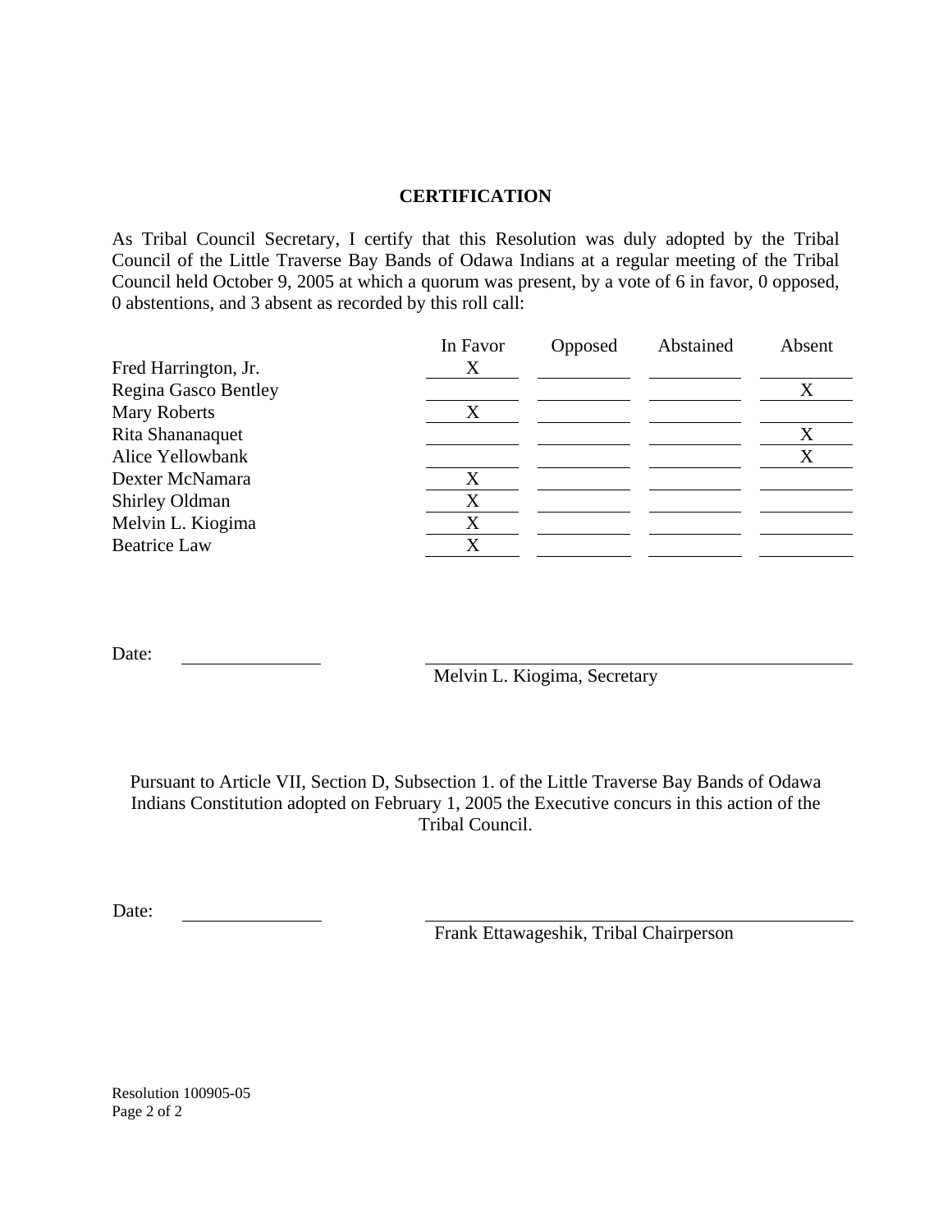## CERTIFICATION

As Tribal Council Secretary, I certify that this Resolution was duly adopted by the Tribal Council of the Little Traverse Bay Bands of Odawa Indians at a regular meeting of the Tribal Council held October 9, 2005 at which a quorum was present, by a vote of 6 in favor, 0 opposed, 0 abstentions, and 3 absent as recorded by this roll call:

| | In Favor | Opposed | Abstained | Absent |
|---|---|---|---|---|
| Fred Harrington, Jr. | X | | | |
| Regina Gasco Bentley | | | | X |
| Mary Roberts | X | | | |
| Rita Shananaquet | | | | X |
| Alice Yellowbank | | | | X |
| Dexter McNamara | X | | | |
| Shirley Oldman | X | | | |
| Melvin L. Kiogima | X | | | |
| Beatrice Law | X | | | |

Date: \_\_\_\_\_\_\_\_\_\_\_\_\_\_\_\_

\_\_\_\_\_\_\_\_\_\_\_\_\_\_\_\_\_\_\_\_\_\_\_\_\_\_\_\_\_\_\_\_\_\_\_\_
Melvin L. Kiogima, Secretary

Pursuant to Article VII, Section D, Subsection 1. of the Little Traverse Bay Bands of Odawa Indians Constitution adopted on February 1, 2005 the Executive concurs in this action of the Tribal Council.

Date: \_\_\_\_\_\_\_\_\_\_\_\_\_\_\_\_

\_\_\_\_\_\_\_\_\_\_\_\_\_\_\_\_\_\_\_\_\_\_\_\_\_\_\_\_\_\_\_\_\_\_\_\_
Frank Ettawageshik, Tribal Chairperson

Resolution 100905-05